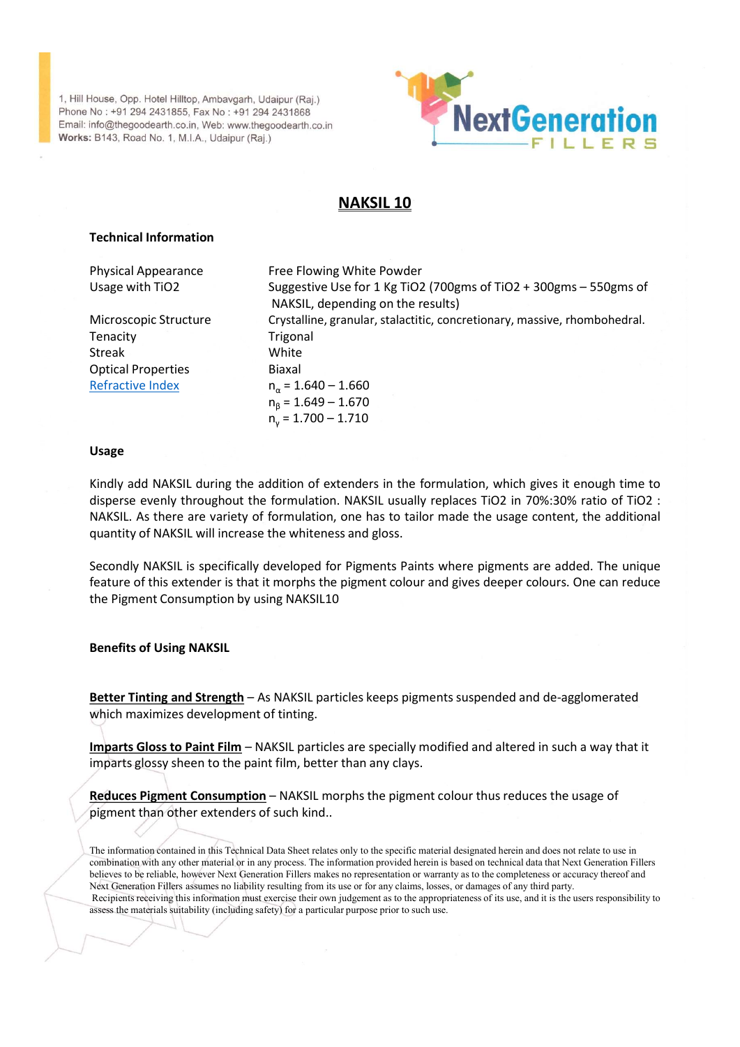1, Hill House, Opp. Hotel Hilltop, Ambavgarh, Udaipur (Raj.)
Phone No : +91 294 2431855, Fax No : +91 294 2431868
Email: info@thegoodearth.co.in, Web: www.thegoodearth.co.in
**Works:** B143, Road No. 1, M.I.A., Udaipur (Raj.)

NextGeneration FILLERS

# NAKSIL 10

### Technical Information

| | |
|---|---|
| Physical Appearance | Free Flowing White Powder |
| Usage with TiO2 | Suggestive Use for 1 Kg TiO2 (700gms of TiO2 + 300gms – 550gms of NAKSIL, depending on the results) |
| Microscopic Structure | Crystalline, granular, stalactitic, concretionary, massive, rhombohedral. |
| Tenacity | Trigonal |
| Streak | White |
| Optical Properties | Biaxal |
| Refractive Index | $n_\alpha$ = 1.640 – 1.660 |
| | $n_\beta$ = 1.649 – 1.670 |
| | $n_\gamma$ = 1.700 – 1.710 |

### Usage

Kindly add NAKSIL during the addition of extenders in the formulation, which gives it enough time to disperse evenly throughout the formulation. NAKSIL usually replaces TiO2 in 70%:30% ratio of TiO2 : NAKSIL. As there are variety of formulation, one has to tailor made the usage content, the additional quantity of NAKSIL will increase the whiteness and gloss.

Secondly NAKSIL is specifically developed for Pigments Paints where pigments are added. The unique feature of this extender is that it morphs the pigment colour and gives deeper colours. One can reduce the Pigment Consumption by using NAKSIL10

### Benefits of Using NAKSIL

**Better Tinting and Strength** – As NAKSIL particles keeps pigments suspended and de-agglomerated which maximizes development of tinting.

**Imparts Gloss to Paint Film** – NAKSIL particles are specially modified and altered in such a way that it imparts glossy sheen to the paint film, better than any clays.

**Reduces Pigment Consumption** – NAKSIL morphs the pigment colour thus reduces the usage of pigment than other extenders of such kind..

The information contained in this Technical Data Sheet relates only to the specific material designated herein and does not relate to use in combination with any other material or in any process. The information provided herein is based on technical data that Next Generation Fillers believes to be reliable, however Next Generation Fillers makes no representation or warranty as to the completeness or accuracy thereof and Next Generation Fillers assumes no liability resulting from its use or for any claims, losses, or damages of any third party.
Recipients receiving this information must exercise their own judgement as to the appropriateness of its use, and it is the users responsibility to assess the materials suitability (including safety) for a particular purpose prior to such use.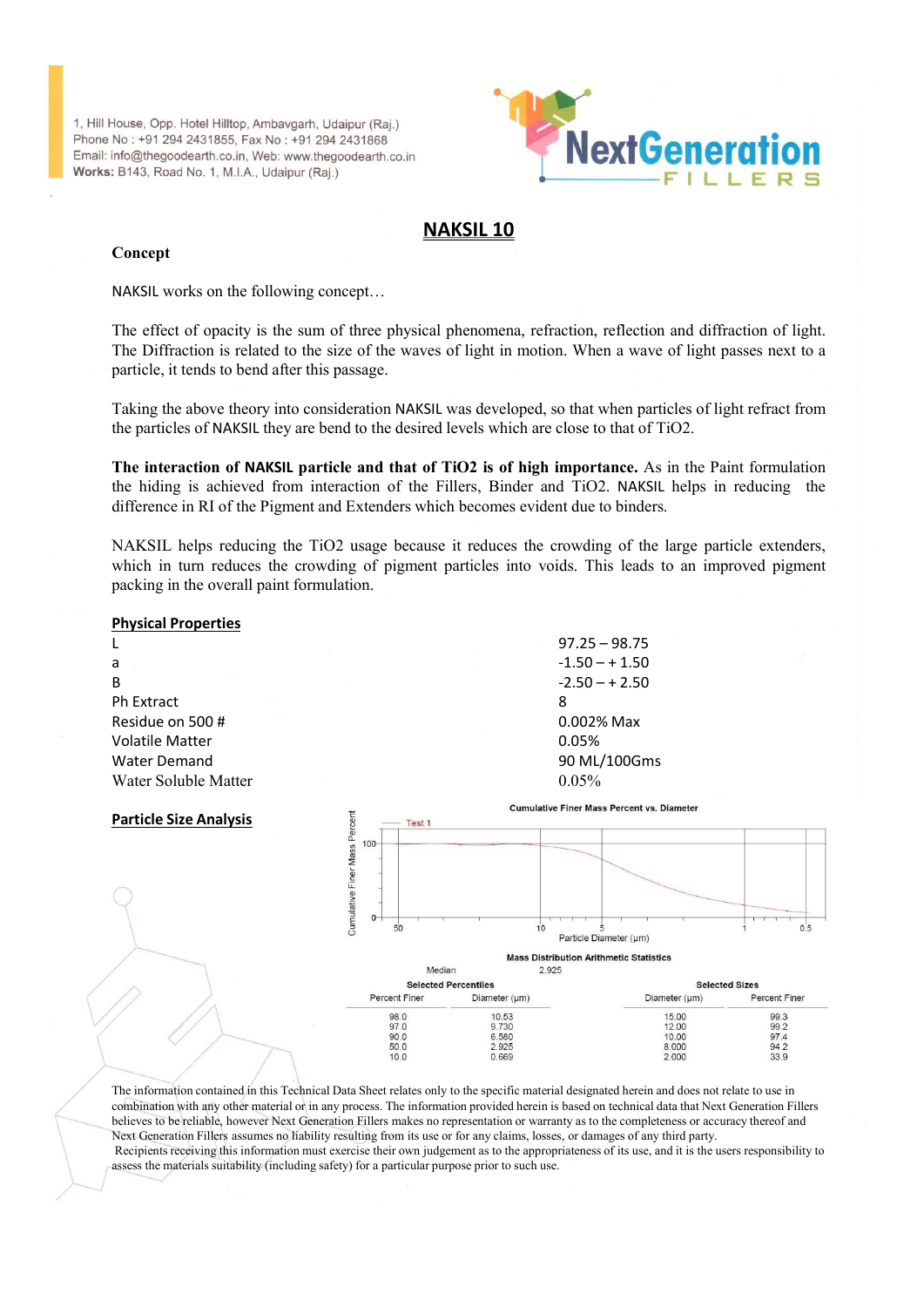1, Hill House, Opp. Hotel Hilltop, Ambavgarh, Udaipur (Raj.)
Phone No : +91 294 2431855, Fax No : +91 294 2431868
Email: info@thegoodearth.co.in, Web: www.thegoodearth.co.in
**Works:** B143, Road No. 1, M.I.A., Udaipur (Raj.)

NextGeneration FILLERS

# NAKSIL 10

**Concept**

NAKSIL works on the following concept…

The effect of opacity is the sum of three physical phenomena, refraction, reflection and diffraction of light. The Diffraction is related to the size of the waves of light in motion. When a wave of light passes next to a particle, it tends to bend after this passage.

Taking the above theory into consideration NAKSIL was developed, so that when particles of light refract from the particles of NAKSIL they are bend to the desired levels which are close to that of $TiO_2$.

**The interaction of NAKSIL particle and that of $TiO_2$ is of high importance.** As in the Paint formulation the hiding is achieved from interaction of the Fillers, Binder and $TiO_2$. NAKSIL helps in reducing the difference in RI of the Pigment and Extenders which becomes evident due to binders.

NAKSIL helps reducing the $TiO_2$ usage because it reduces the crowding of the large particle extenders, which in turn reduces the crowding of pigment particles into voids. This leads to an improved pigment packing in the overall paint formulation.

## Physical Properties

| | |
|---|---|
| L | 97.25 – 98.75 |
| a | -1.50 – + 1.50 |
| B | -2.50 – + 2.50 |
| Ph Extract | 8 |
| Residue on 500 # | 0.002% Max |
| Volatile Matter | 0.05% |
| Water Demand | 90 ML/100Gms |
| Water Soluble Matter | 0.05% |

## Particle Size Analysis

Cumulative Finer Mass Percent vs. Diameter

Test 1

Cumulative Finer Mass Percent

100

0

50 10 5 1 0.5

Particle Diameter (µm)

Mass Distribution Arithmetic Statistics

Median 2.925

| Selected Percentiles | | Selected Sizes | |
|---|---|---|---|
| Percent Finer | Diameter (µm) | Diameter (µm) | Percent Finer |
| 98.0 | 10.53 | 15.00 | 99.3 |
| 97.0 | 9.730 | 12.00 | 99.2 |
| 90.0 | 6.580 | 10.00 | 97.4 |
| 50.0 | 2.925 | 8.000 | 94.2 |
| 10.0 | 0.669 | 2.000 | 33.9 |

The information contained in this Technical Data Sheet relates only to the specific material designated herein and does not relate to use in combination with any other material or in any process. The information provided herein is based on technical data that Next Generation Fillers believes to be reliable, however Next Generation Fillers makes no representation or warranty as to the completeness or accuracy thereof and Next Generation Fillers assumes no liability resulting from its use or for any claims, losses, or damages of any third party.
Recipients receiving this information must exercise their own judgement as to the appropriateness of its use, and it is the users responsibility to assess the materials suitability (including safety) for a particular purpose prior to such use.